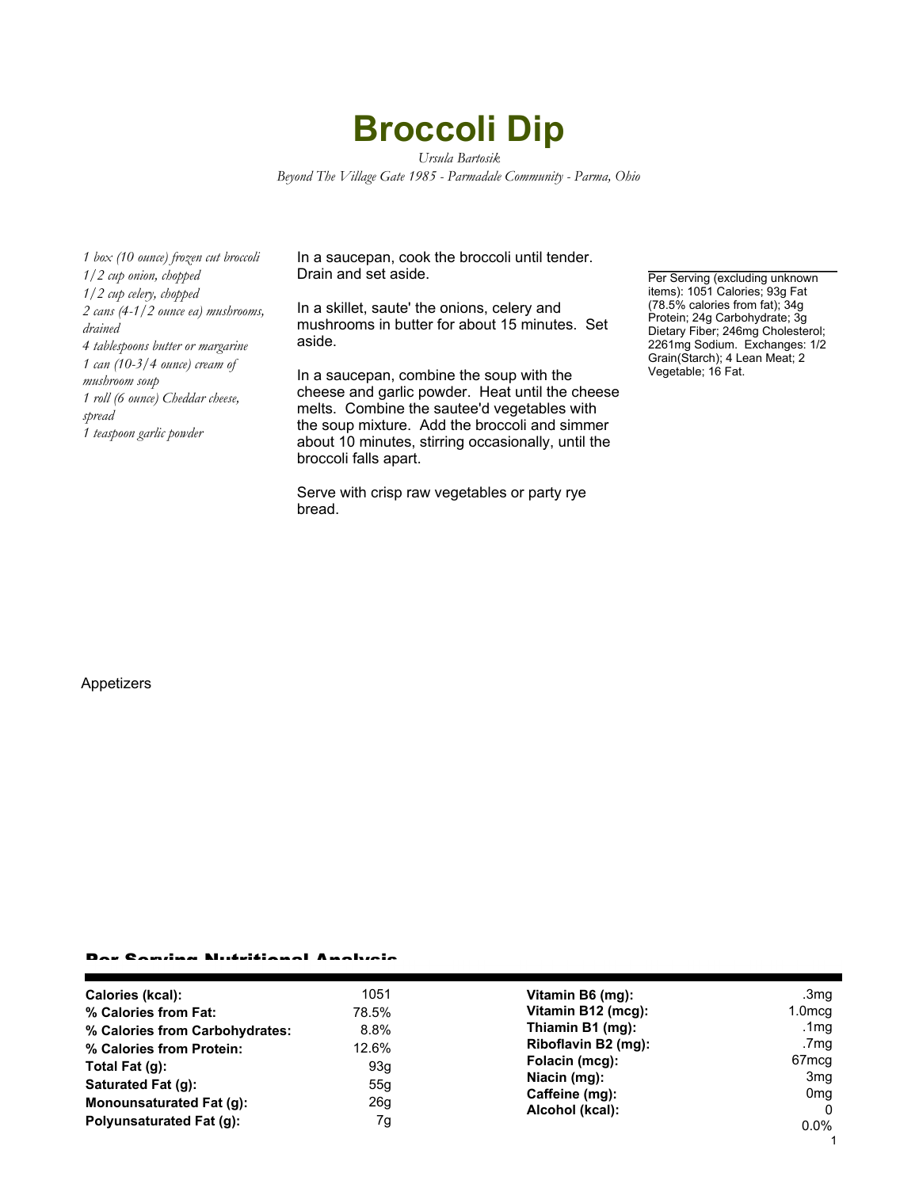# Broccoli Dip

*Ursula Bartosik*

*Beyond The Village Gate 1985 - Parmadale Community - Parma, Ohio*

*1 box (10 ounce) frozen cut broccoli*
*1/2 cup onion, chopped*
*1/2 cup celery, chopped*
*2 cans (4-1/2 ounce ea) mushrooms, drained*
*4 tablespoons butter or margarine*
*1 can (10-3/4 ounce) cream of mushroom soup*
*1 roll (6 ounce) Cheddar cheese, spread*
*1 teaspoon garlic powder*

In a saucepan, cook the broccoli until tender. Drain and set aside.

In a skillet, saute' the onions, celery and mushrooms in butter for about 15 minutes. Set aside.

In a saucepan, combine the soup with the cheese and garlic powder. Heat until the cheese melts. Combine the sautee'd vegetables with the soup mixture. Add the broccoli and simmer about 10 minutes, stirring occasionally, until the broccoli falls apart.

Serve with crisp raw vegetables or party rye bread.

Per Serving (excluding unknown items): 1051 Calories; 93g Fat (78.5% calories from fat); 34g Protein; 24g Carbohydrate; 3g Dietary Fiber; 246mg Cholesterol; 2261mg Sodium. Exchanges: 1/2 Grain(Starch); 4 Lean Meat; 2 Vegetable; 16 Fat.

Appetizers

## Per Serving Nutritional Analysis

| | | | |
|---|---|---|---|
| **Calories (kcal):** | 1051 | **Vitamin B6 (mg):** | .3mg |
| **% Calories from Fat:** | 78.5% | **Vitamin B12 (mcg):** | 1.0mcg |
| **% Calories from Carbohydrates:** | 8.8% | **Thiamin B1 (mg):** | .1mg |
| **% Calories from Protein:** | 12.6% | **Riboflavin B2 (mg):** | .7mg |
| **Total Fat (g):** | 93g | **Folacin (mcg):** | 67mcg |
| **Saturated Fat (g):** | 55g | **Niacin (mg):** | 3mg |
| **Monounsaturated Fat (g):** | 26g | **Caffeine (mg):** | 0mg |
| **Polyunsaturated Fat (g):** | 7g | **Alcohol (kcal):** | 0 |
| | | | 0.0% |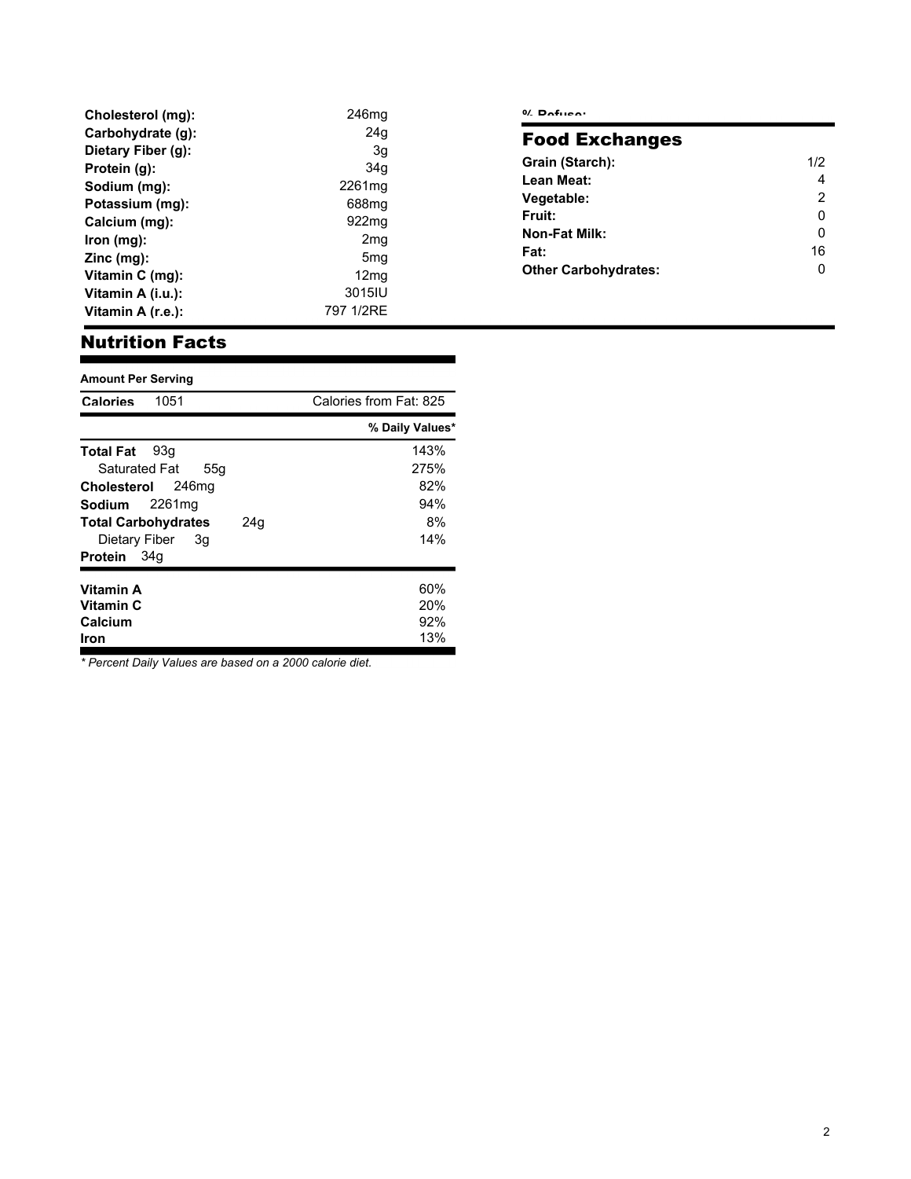| | |
|---|---|
| **Cholesterol (mg):** | 246mg |
| **Carbohydrate (g):** | 24g |
| **Dietary Fiber (g):** | 3g |
| **Protein (g):** | 34g |
| **Sodium (mg):** | 2261mg |
| **Potassium (mg):** | 688mg |
| **Calcium (mg):** | 922mg |
| **Iron (mg):** | 2mg |
| **Zinc (mg):** | 5mg |
| **Vitamin C (mg):** | 12mg |
| **Vitamin A (i.u.):** | 3015IU |
| **Vitamin A (r.e.):** | 797 1/2RE |

**% Refuse:**

## Food Exchanges

| | |
|---|---|
| **Grain (Starch):** | 1/2 |
| **Lean Meat:** | 4 |
| **Vegetable:** | 2 |
| **Fruit:** | 0 |
| **Non-Fat Milk:** | 0 |
| **Fat:** | 16 |
| **Other Carbohydrates:** | 0 |

## Nutrition Facts

**Amount Per Serving**

| | |
|---|---|
| **Calories** 1051 | Calories from Fat: 825 |
| | **% Daily Values*** |
| **Total Fat** 93g | 143% |
| Saturated Fat 55g | 275% |
| **Cholesterol** 246mg | 82% |
| **Sodium** 2261mg | 94% |
| **Total Carbohydrates** 24g | 8% |
| Dietary Fiber 3g | 14% |
| **Protein** 34g | |
| **Vitamin A** | 60% |
| **Vitamin C** | 20% |
| **Calcium** | 92% |
| **Iron** | 13% |

*\* Percent Daily Values are based on a 2000 calorie diet.*